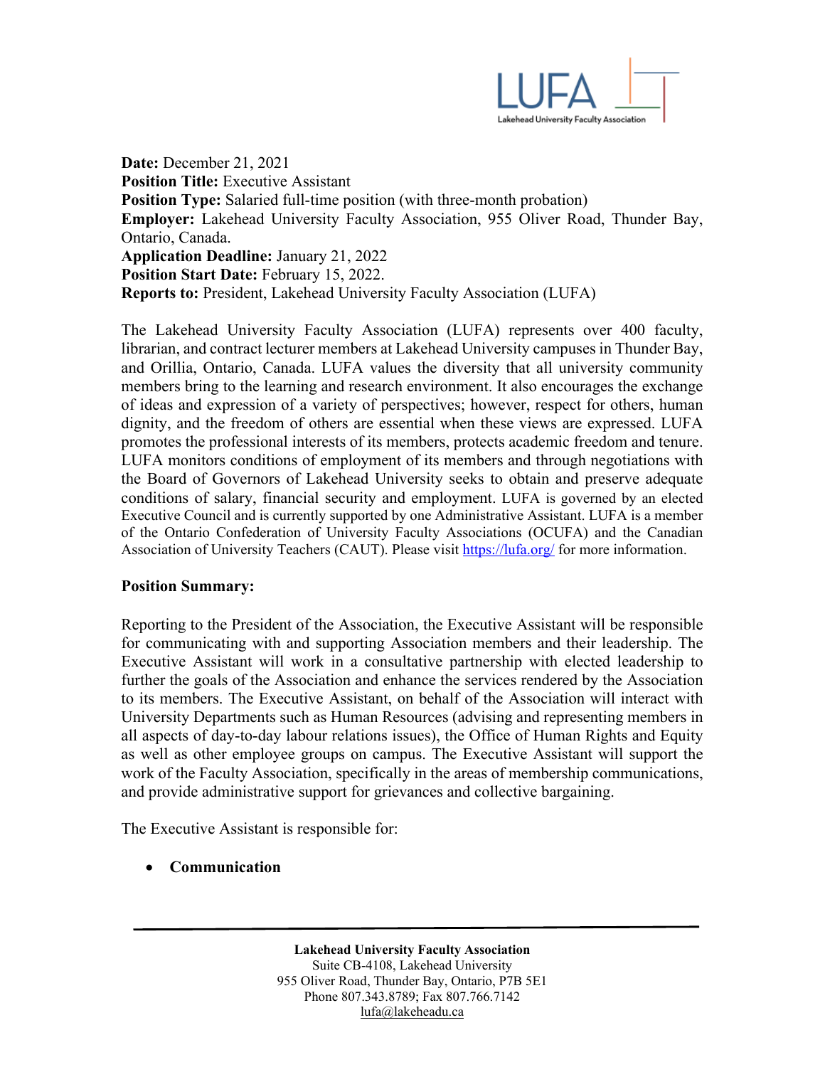**Date:** December 21, 2021
**Position Title:** Executive Assistant
**Position Type:** Salaried full-time position (with three-month probation)
**Employer:** Lakehead University Faculty Association, 955 Oliver Road, Thunder Bay, Ontario, Canada.
**Application Deadline:** January 21, 2022
**Position Start Date:** February 15, 2022.
**Reports to:** President, Lakehead University Faculty Association (LUFA)

The Lakehead University Faculty Association (LUFA) represents over 400 faculty, librarian, and contract lecturer members at Lakehead University campuses in Thunder Bay, and Orillia, Ontario, Canada. LUFA values the diversity that all university community members bring to the learning and research environment. It also encourages the exchange of ideas and expression of a variety of perspectives; however, respect for others, human dignity, and the freedom of others are essential when these views are expressed. LUFA promotes the professional interests of its members, protects academic freedom and tenure. LUFA monitors conditions of employment of its members and through negotiations with the Board of Governors of Lakehead University seeks to obtain and preserve adequate conditions of salary, financial security and employment. LUFA is governed by an elected Executive Council and is currently supported by one Administrative Assistant. LUFA is a member of the Ontario Confederation of University Faculty Associations (OCUFA) and the Canadian Association of University Teachers (CAUT). Please visit https://lufa.org/ for more information.

**Position Summary:**

Reporting to the President of the Association, the Executive Assistant will be responsible for communicating with and supporting Association members and their leadership. The Executive Assistant will work in a consultative partnership with elected leadership to further the goals of the Association and enhance the services rendered by the Association to its members. The Executive Assistant, on behalf of the Association will interact with University Departments such as Human Resources (advising and representing members in all aspects of day-to-day labour relations issues), the Office of Human Rights and Equity as well as other employee groups on campus. The Executive Assistant will support the work of the Faculty Association, specifically in the areas of membership communications, and provide administrative support for grievances and collective bargaining.

The Executive Assistant is responsible for:

- **Communication**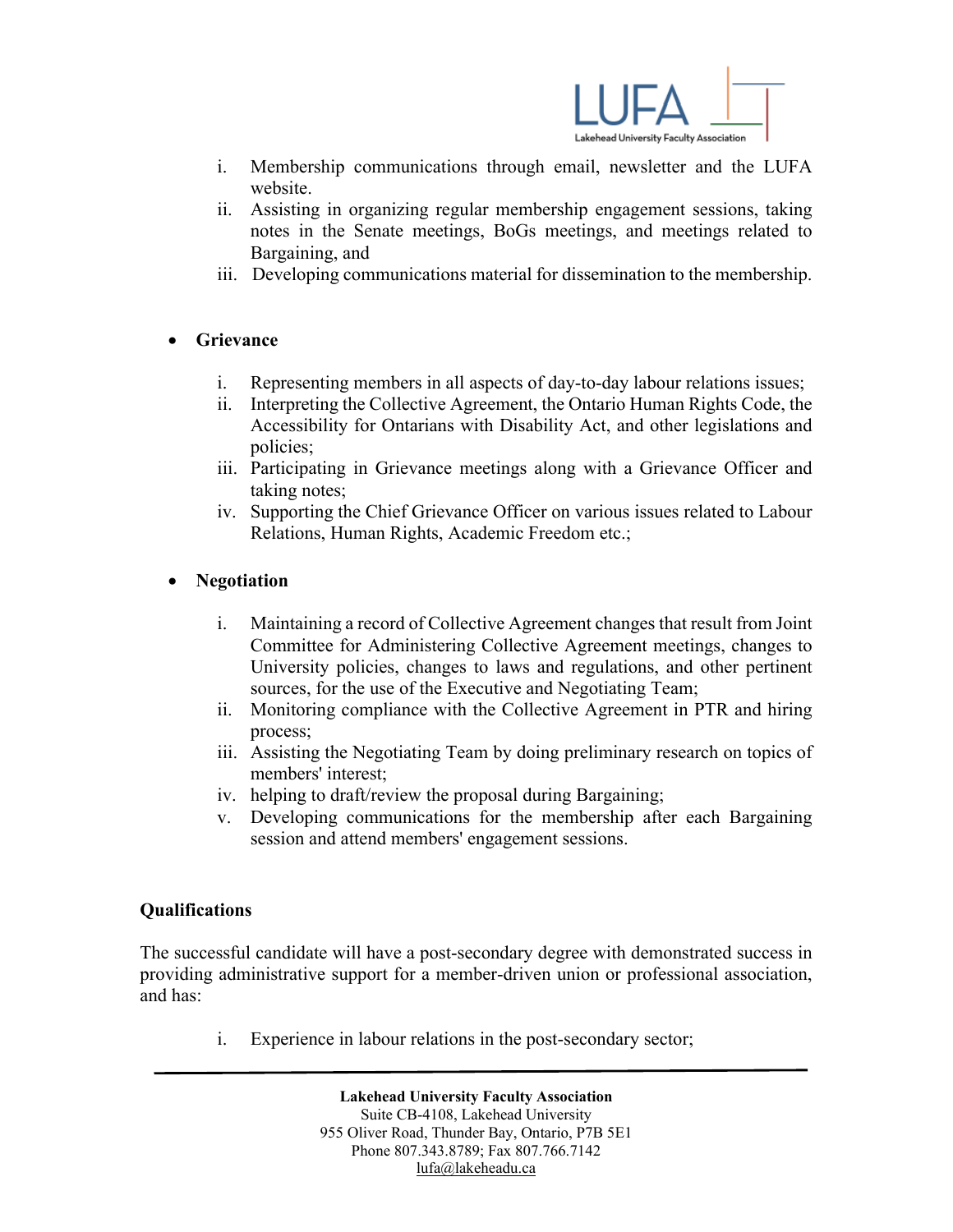i. Membership communications through email, newsletter and the LUFA website.
ii. Assisting in organizing regular membership engagement sessions, taking notes in the Senate meetings, BoGs meetings, and meetings related to Bargaining, and
iii. Developing communications material for dissemination to the membership.

- **Grievance**

  i. Representing members in all aspects of day-to-day labour relations issues;
  ii. Interpreting the Collective Agreement, the Ontario Human Rights Code, the Accessibility for Ontarians with Disability Act, and other legislations and policies;
  iii. Participating in Grievance meetings along with a Grievance Officer and taking notes;
  iv. Supporting the Chief Grievance Officer on various issues related to Labour Relations, Human Rights, Academic Freedom etc.;

- **Negotiation**

  i. Maintaining a record of Collective Agreement changes that result from Joint Committee for Administering Collective Agreement meetings, changes to University policies, changes to laws and regulations, and other pertinent sources, for the use of the Executive and Negotiating Team;
  ii. Monitoring compliance with the Collective Agreement in PTR and hiring process;
  iii. Assisting the Negotiating Team by doing preliminary research on topics of members' interest;
  iv. helping to draft/review the proposal during Bargaining;
  v. Developing communications for the membership after each Bargaining session and attend members' engagement sessions.

**Qualifications**

The successful candidate will have a post-secondary degree with demonstrated success in providing administrative support for a member-driven union or professional association, and has:

i. Experience in labour relations in the post-secondary sector;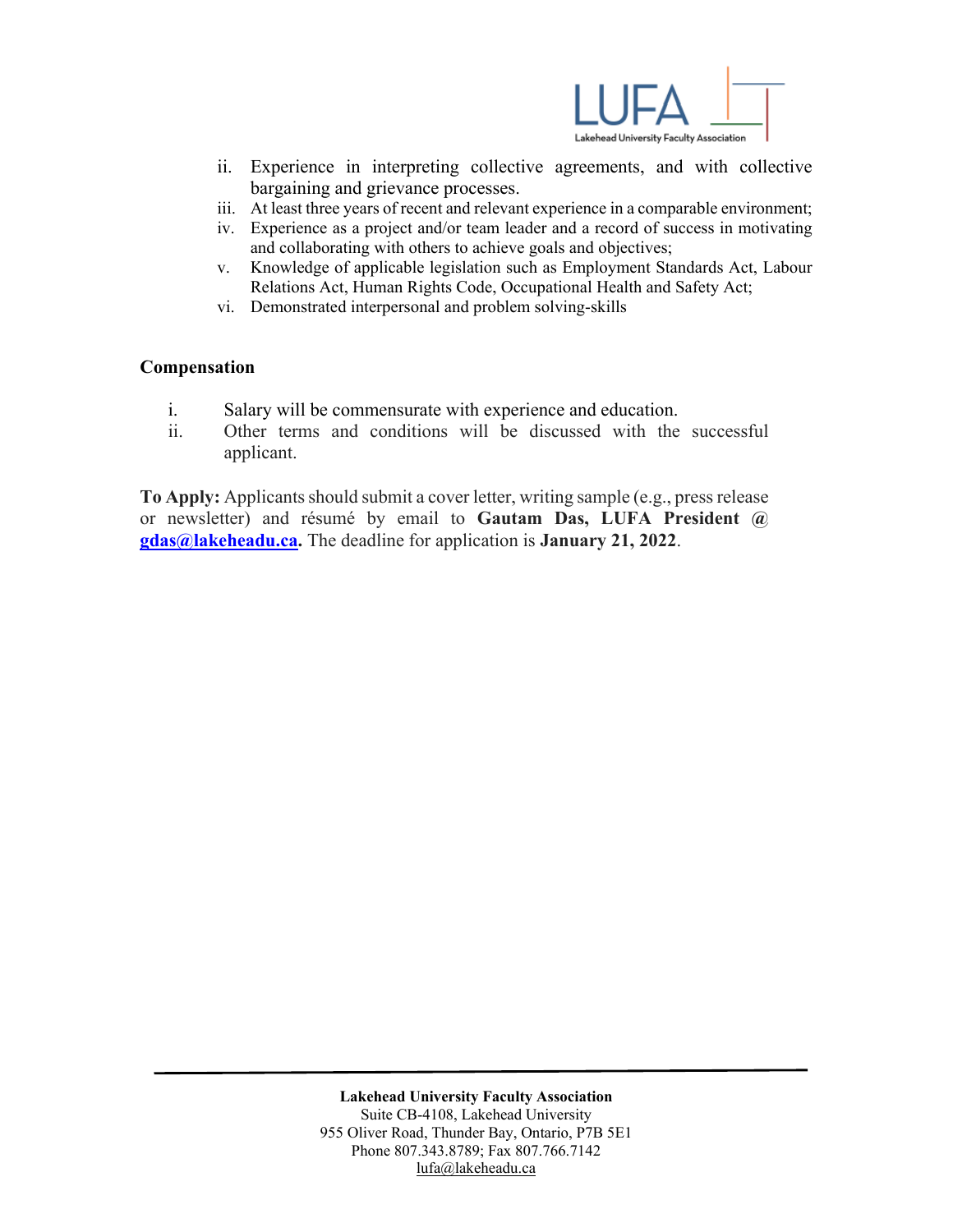ii. Experience in interpreting collective agreements, and with collective bargaining and grievance processes.
iii. At least three years of recent and relevant experience in a comparable environment;
iv. Experience as a project and/or team leader and a record of success in motivating and collaborating with others to achieve goals and objectives;
v. Knowledge of applicable legislation such as Employment Standards Act, Labour Relations Act, Human Rights Code, Occupational Health and Safety Act;
vi. Demonstrated interpersonal and problem solving-skills

**Compensation**

i. Salary will be commensurate with experience and education.
ii. Other terms and conditions will be discussed with the successful applicant.

**To Apply:** Applicants should submit a cover letter, writing sample (e.g., press release or newsletter) and résumé by email to **Gautam Das, LUFA President @ gdas@lakeheadu.ca.** The deadline for application is **January 21, 2022**.

**Lakehead University Faculty Association**
Suite CB-4108, Lakehead University
955 Oliver Road, Thunder Bay, Ontario, P7B 5E1
Phone 807.343.8789; Fax 807.766.7142
lufa@lakeheadu.ca